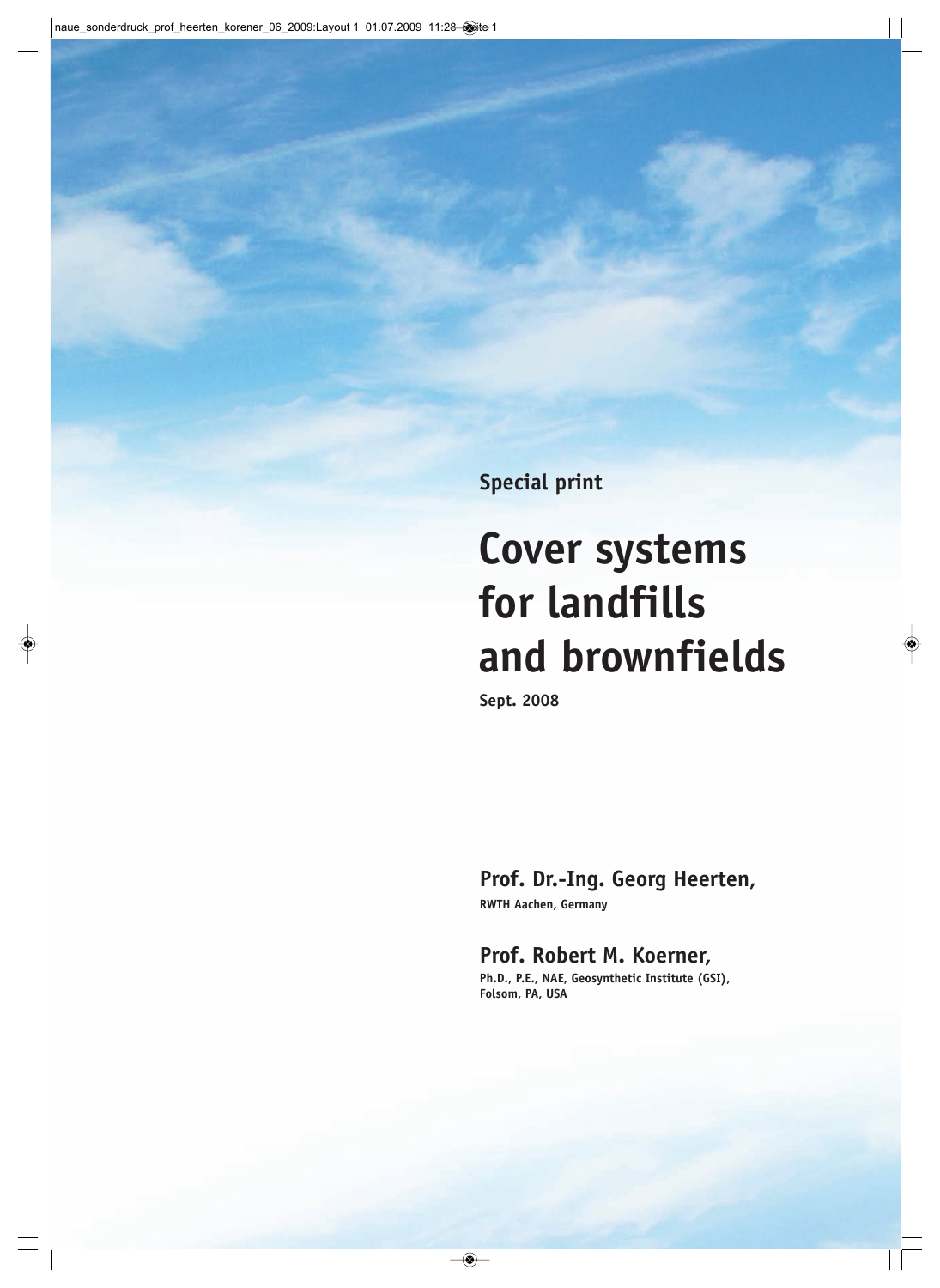Special print

# Cover systems for landfills and brownfields

**Sept. 2008**

## Prof. Dr.-Ing. Georg Heerten,

**RWTH Aachen, Germany**

## Prof. Robert M. Koerner,

**Ph.D., P.E., NAE, Geosynthetic Institute (GSI), Folsom, PA, USA**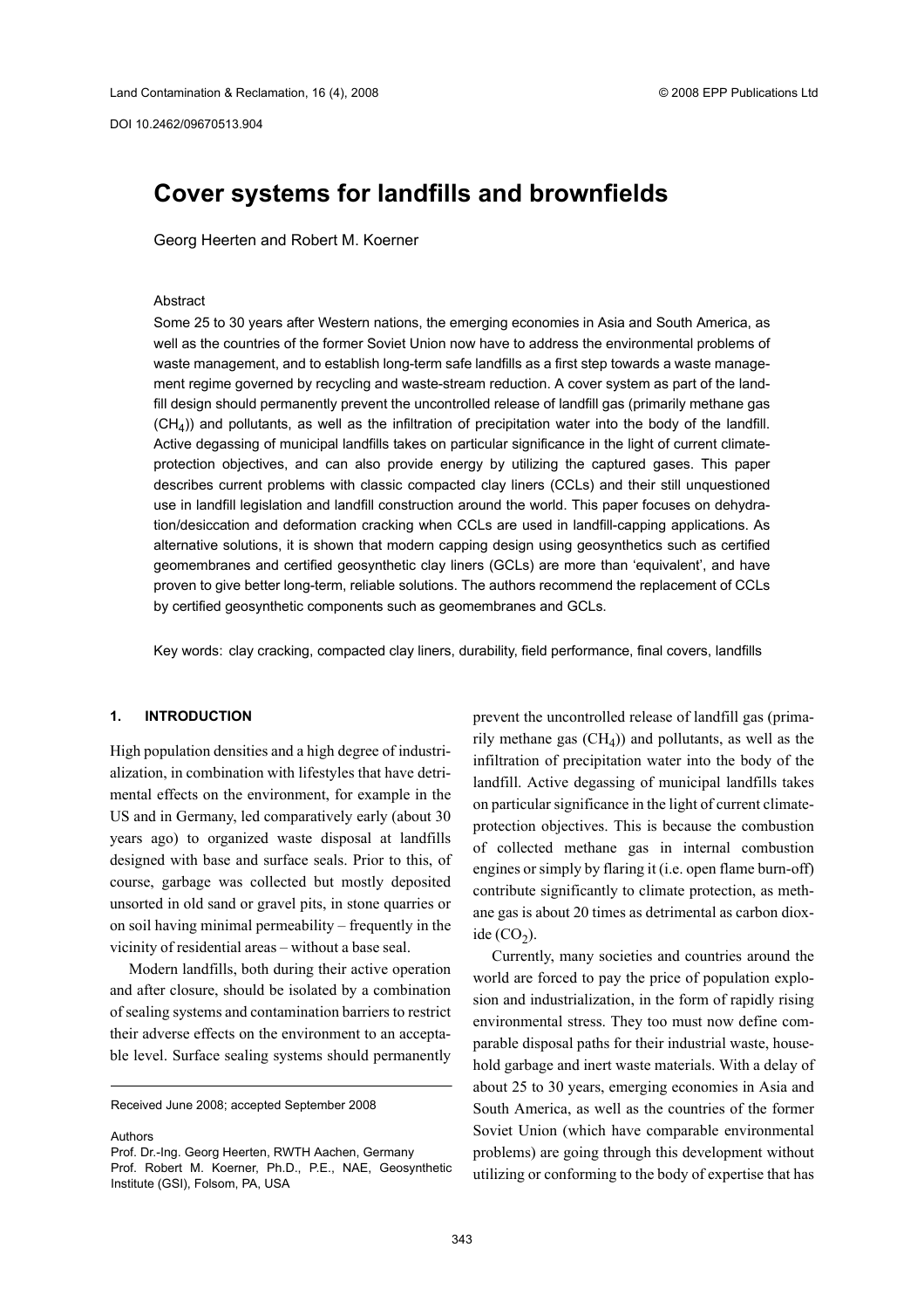# Cover systems for landfills and brownfields

Georg Heerten and Robert M. Koerner

## Abstract

Some 25 to 30 years after Western nations, the emerging economies in Asia and South America, as well as the countries of the former Soviet Union now have to address the environmental problems of waste management, and to establish long-term safe landfills as a first step towards a waste management regime governed by recycling and waste-stream reduction. A cover system as part of the landfill design should permanently prevent the uncontrolled release of landfill gas (primarily methane gas ($CH_4$)) and pollutants, as well as the infiltration of precipitation water into the body of the landfill. Active degassing of municipal landfills takes on particular significance in the light of current climate-protection objectives, and can also provide energy by utilizing the captured gases. This paper describes current problems with classic compacted clay liners (CCLs) and their still unquestioned use in landfill legislation and landfill construction around the world. This paper focuses on dehydration/desiccation and deformation cracking when CCLs are used in landfill-capping applications. As alternative solutions, it is shown that modern capping design using geosynthetics such as certified geomembranes and certified geosynthetic clay liners (GCLs) are more than 'equivalent', and have proven to give better long-term, reliable solutions. The authors recommend the replacement of CCLs by certified geosynthetic components such as geomembranes and GCLs.

Key words: clay cracking, compacted clay liners, durability, field performance, final covers, landfills

## 1. INTRODUCTION

High population densities and a high degree of industrialization, in combination with lifestyles that have detrimental effects on the environment, for example in the US and in Germany, led comparatively early (about 30 years ago) to organized waste disposal at landfills designed with base and surface seals. Prior to this, of course, garbage was collected but mostly deposited unsorted in old sand or gravel pits, in stone quarries or on soil having minimal permeability – frequently in the vicinity of residential areas – without a base seal.

Modern landfills, both during their active operation and after closure, should be isolated by a combination of sealing systems and contamination barriers to restrict their adverse effects on the environment to an acceptable level. Surface sealing systems should permanently prevent the uncontrolled release of landfill gas (primarily methane gas ($CH_4$)) and pollutants, as well as the infiltration of precipitation water into the body of the landfill. Active degassing of municipal landfills takes on particular significance in the light of current climate-protection objectives. This is because the combustion of collected methane gas in internal combustion engines or simply by flaring it (i.e. open flame burn-off) contribute significantly to climate protection, as methane gas is about 20 times as detrimental as carbon dioxide ($CO_2$).

Currently, many societies and countries around the world are forced to pay the price of population explosion and industrialization, in the form of rapidly rising environmental stress. They too must now define comparable disposal paths for their industrial waste, household garbage and inert waste materials. With a delay of about 25 to 30 years, emerging economies in Asia and South America, as well as the countries of the former Soviet Union (which have comparable environmental problems) are going through this development without utilizing or conforming to the body of expertise that has

Received June 2008; accepted September 2008

Authors
Prof. Dr.-Ing. Georg Heerten, RWTH Aachen, Germany
Prof. Robert M. Koerner, Ph.D., P.E., NAE, Geosynthetic Institute (GSI), Folsom, PA, USA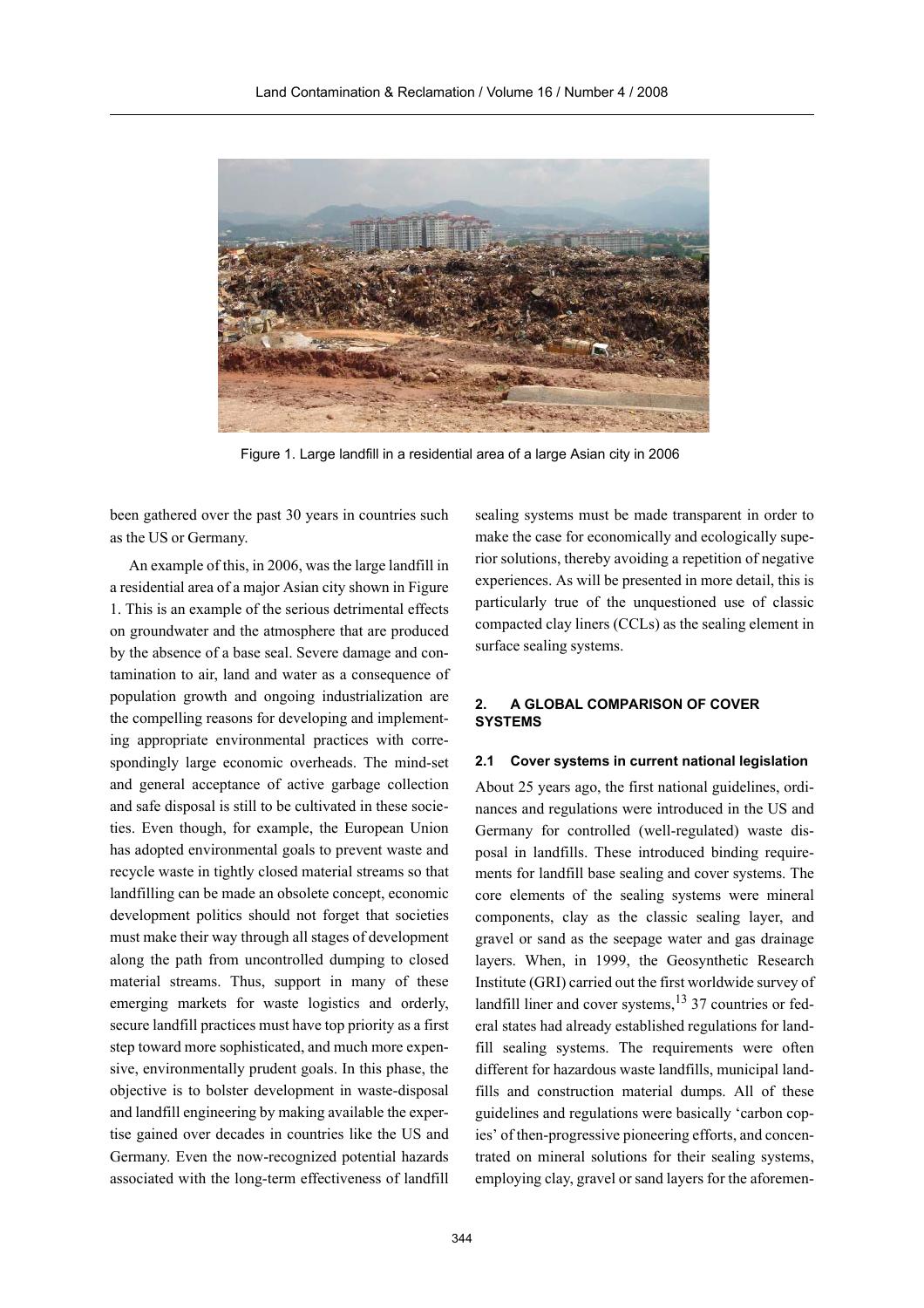Figure 1. Large landfill in a residential area of a large Asian city in 2006

been gathered over the past 30 years in countries such as the US or Germany.

An example of this, in 2006, was the large landfill in a residential area of a major Asian city shown in Figure 1. This is an example of the serious detrimental effects on groundwater and the atmosphere that are produced by the absence of a base seal. Severe damage and contamination to air, land and water as a consequence of population growth and ongoing industrialization are the compelling reasons for developing and implementing appropriate environmental practices with correspondingly large economic overheads. The mind-set and general acceptance of active garbage collection and safe disposal is still to be cultivated in these societies. Even though, for example, the European Union has adopted environmental goals to prevent waste and recycle waste in tightly closed material streams so that landfilling can be made an obsolete concept, economic development politics should not forget that societies must make their way through all stages of development along the path from uncontrolled dumping to closed material streams. Thus, support in many of these emerging markets for waste logistics and orderly, secure landfill practices must have top priority as a first step toward more sophisticated, and much more expensive, environmentally prudent goals. In this phase, the objective is to bolster development in waste-disposal and landfill engineering by making available the expertise gained over decades in countries like the US and Germany. Even the now-recognized potential hazards associated with the long-term effectiveness of landfill sealing systems must be made transparent in order to make the case for economically and ecologically superior solutions, thereby avoiding a repetition of negative experiences. As will be presented in more detail, this is particularly true of the unquestioned use of classic compacted clay liners (CCLs) as the sealing element in surface sealing systems.

## 2. A GLOBAL COMPARISON OF COVER SYSTEMS

### 2.1 Cover systems in current national legislation

About 25 years ago, the first national guidelines, ordinances and regulations were introduced in the US and Germany for controlled (well-regulated) waste disposal in landfills. These introduced binding requirements for landfill base sealing and cover systems. The core elements of the sealing systems were mineral components, clay as the classic sealing layer, and gravel or sand as the seepage water and gas drainage layers. When, in 1999, the Geosynthetic Research Institute (GRI) carried out the first worldwide survey of landfill liner and cover systems,[13] 37 countries or federal states had already established regulations for landfill sealing systems. The requirements were often different for hazardous waste landfills, municipal landfills and construction material dumps. All of these guidelines and regulations were basically 'carbon copies' of then-progressive pioneering efforts, and concentrated on mineral solutions for their sealing systems, employing clay, gravel or sand layers for the aforemen-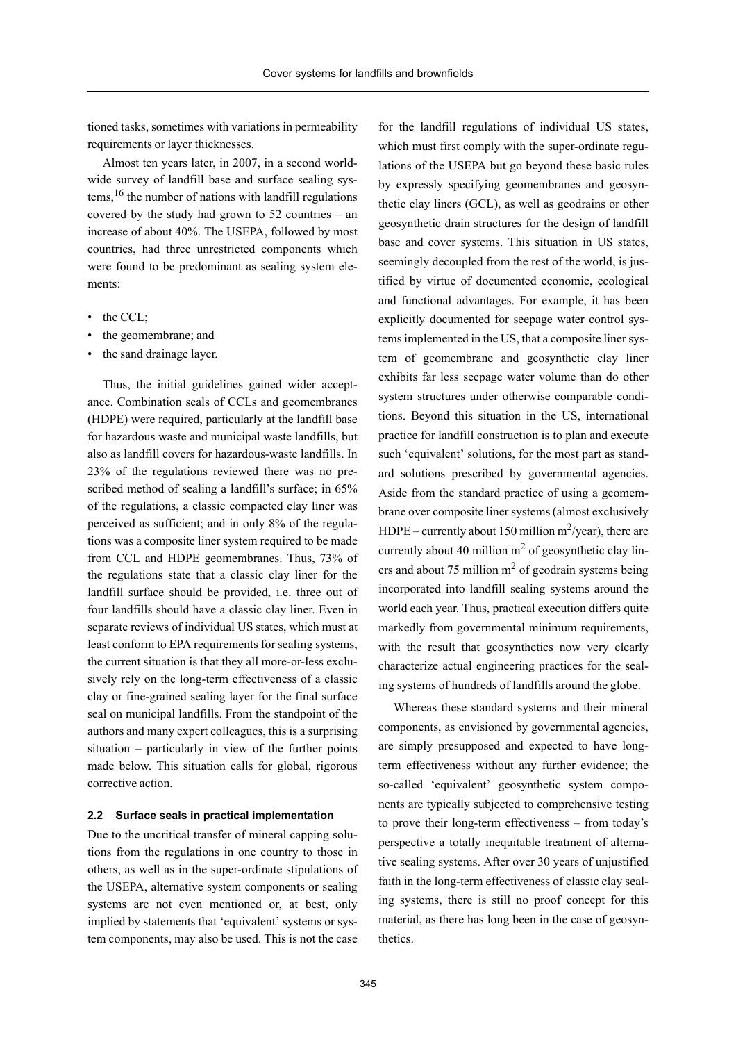tioned tasks, sometimes with variations in permeability requirements or layer thicknesses.

Almost ten years later, in 2007, in a second worldwide survey of landfill base and surface sealing systems,[16] the number of nations with landfill regulations covered by the study had grown to 52 countries – an increase of about 40%. The USEPA, followed by most countries, had three unrestricted components which were found to be predominant as sealing system elements:

- the CCL;
- the geomembrane; and
- the sand drainage layer.

Thus, the initial guidelines gained wider acceptance. Combination seals of CCLs and geomembranes (HDPE) were required, particularly at the landfill base for hazardous waste and municipal waste landfills, but also as landfill covers for hazardous-waste landfills. In 23% of the regulations reviewed there was no prescribed method of sealing a landfill's surface; in 65% of the regulations, a classic compacted clay liner was perceived as sufficient; and in only 8% of the regulations was a composite liner system required to be made from CCL and HDPE geomembranes. Thus, 73% of the regulations state that a classic clay liner for the landfill surface should be provided, i.e. three out of four landfills should have a classic clay liner. Even in separate reviews of individual US states, which must at least conform to EPA requirements for sealing systems, the current situation is that they all more-or-less exclusively rely on the long-term effectiveness of a classic clay or fine-grained sealing layer for the final surface seal on municipal landfills. From the standpoint of the authors and many expert colleagues, this is a surprising situation – particularly in view of the further points made below. This situation calls for global, rigorous corrective action.

### 2.2 Surface seals in practical implementation

Due to the uncritical transfer of mineral capping solutions from the regulations in one country to those in others, as well as in the super-ordinate stipulations of the USEPA, alternative system components or sealing systems are not even mentioned or, at best, only implied by statements that 'equivalent' systems or system components, may also be used. This is not the case for the landfill regulations of individual US states, which must first comply with the super-ordinate regulations of the USEPA but go beyond these basic rules by expressly specifying geomembranes and geosynthetic clay liners (GCL), as well as geodrains or other geosynthetic drain structures for the design of landfill base and cover systems. This situation in US states, seemingly decoupled from the rest of the world, is justified by virtue of documented economic, ecological and functional advantages. For example, it has been explicitly documented for seepage water control systems implemented in the US, that a composite liner system of geomembrane and geosynthetic clay liner exhibits far less seepage water volume than do other system structures under otherwise comparable conditions. Beyond this situation in the US, international practice for landfill construction is to plan and execute such 'equivalent' solutions, for the most part as standard solutions prescribed by governmental agencies. Aside from the standard practice of using a geomembrane over composite liner systems (almost exclusively HDPE – currently about 150 million $m^2$/year), there are currently about 40 million $m^2$ of geosynthetic clay liners and about 75 million $m^2$ of geodrain systems being incorporated into landfill sealing systems around the world each year. Thus, practical execution differs quite markedly from governmental minimum requirements, with the result that geosynthetics now very clearly characterize actual engineering practices for the sealing systems of hundreds of landfills around the globe.

Whereas these standard systems and their mineral components, as envisioned by governmental agencies, are simply presupposed and expected to have long-term effectiveness without any further evidence; the so-called 'equivalent' geosynthetic system components are typically subjected to comprehensive testing to prove their long-term effectiveness – from today's perspective a totally inequitable treatment of alternative sealing systems. After over 30 years of unjustified faith in the long-term effectiveness of classic clay sealing systems, there is still no proof concept for this material, as there has long been in the case of geosynthetics.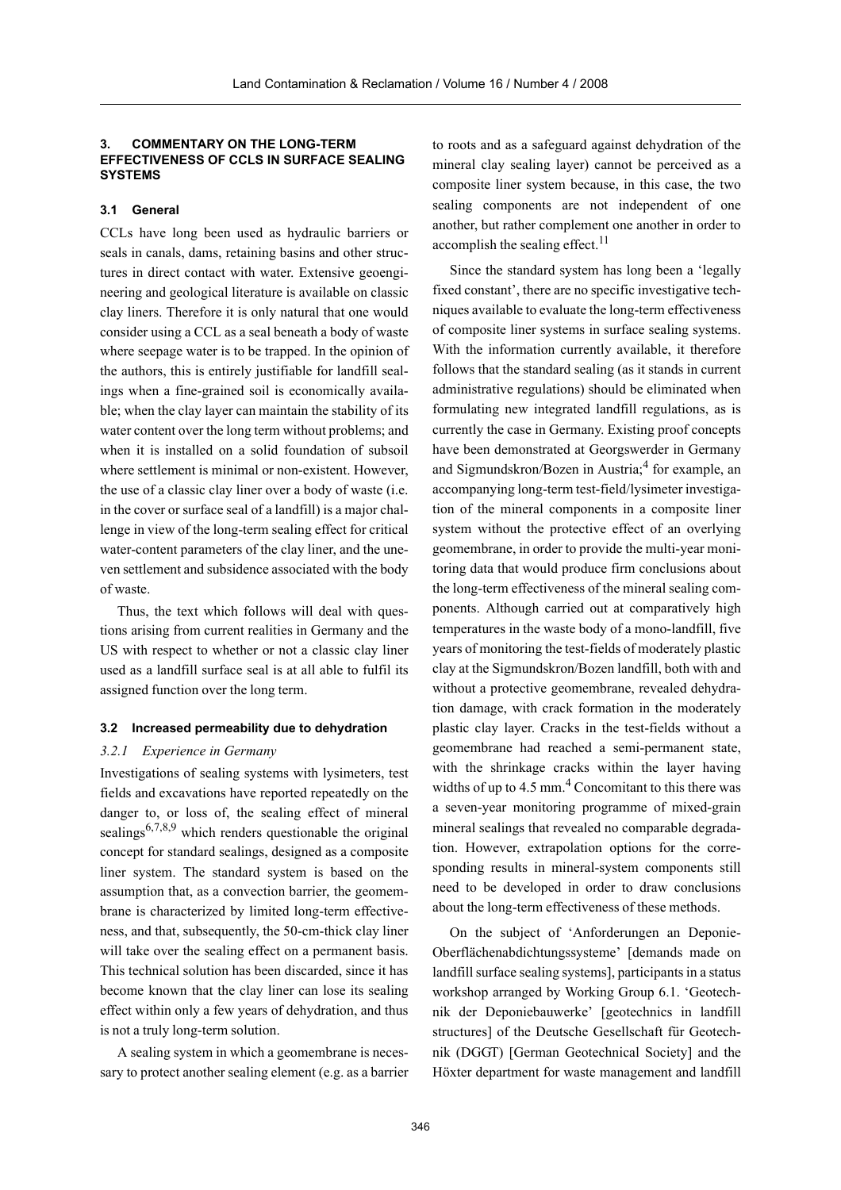### 3. COMMENTARY ON THE LONG-TERM EFFECTIVENESS OF CCLS IN SURFACE SEALING SYSTEMS

#### 3.1 General

CCLs have long been used as hydraulic barriers or seals in canals, dams, retaining basins and other structures in direct contact with water. Extensive geoengineering and geological literature is available on classic clay liners. Therefore it is only natural that one would consider using a CCL as a seal beneath a body of waste where seepage water is to be trapped. In the opinion of the authors, this is entirely justifiable for landfill sealings when a fine-grained soil is economically available; when the clay layer can maintain the stability of its water content over the long term without problems; and when it is installed on a solid foundation of subsoil where settlement is minimal or non-existent. However, the use of a classic clay liner over a body of waste (i.e. in the cover or surface seal of a landfill) is a major challenge in view of the long-term sealing effect for critical water-content parameters of the clay liner, and the uneven settlement and subsidence associated with the body of waste.

Thus, the text which follows will deal with questions arising from current realities in Germany and the US with respect to whether or not a classic clay liner used as a landfill surface seal is at all able to fulfil its assigned function over the long term.

#### 3.2 Increased permeability due to dehydration

*3.2.1 Experience in Germany*

Investigations of sealing systems with lysimeters, test fields and excavations have reported repeatedly on the danger to, or loss of, the sealing effect of mineral sealings[6,7,8,9] which renders questionable the original concept for standard sealings, designed as a composite liner system. The standard system is based on the assumption that, as a convection barrier, the geomembrane is characterized by limited long-term effectiveness, and that, subsequently, the 50-cm-thick clay liner will take over the sealing effect on a permanent basis. This technical solution has been discarded, since it has become known that the clay liner can lose its sealing effect within only a few years of dehydration, and thus is not a truly long-term solution.

A sealing system in which a geomembrane is necessary to protect another sealing element (e.g. as a barrier to roots and as a safeguard against dehydration of the mineral clay sealing layer) cannot be perceived as a composite liner system because, in this case, the two sealing components are not independent of one another, but rather complement one another in order to accomplish the sealing effect.[11]

Since the standard system has long been a 'legally fixed constant', there are no specific investigative techniques available to evaluate the long-term effectiveness of composite liner systems in surface sealing systems. With the information currently available, it therefore follows that the standard sealing (as it stands in current administrative regulations) should be eliminated when formulating new integrated landfill regulations, as is currently the case in Germany. Existing proof concepts have been demonstrated at Georgswerder in Germany and Sigmundskron/Bozen in Austria;[4] for example, an accompanying long-term test-field/lysimeter investigation of the mineral components in a composite liner system without the protective effect of an overlying geomembrane, in order to provide the multi-year monitoring data that would produce firm conclusions about the long-term effectiveness of the mineral sealing components. Although carried out at comparatively high temperatures in the waste body of a mono-landfill, five years of monitoring the test-fields of moderately plastic clay at the Sigmundskron/Bozen landfill, both with and without a protective geomembrane, revealed dehydration damage, with crack formation in the moderately plastic clay layer. Cracks in the test-fields without a geomembrane had reached a semi-permanent state, with the shrinkage cracks within the layer having widths of up to 4.5 mm.[4] Concomitant to this there was a seven-year monitoring programme of mixed-grain mineral sealings that revealed no comparable degradation. However, extrapolation options for the corresponding results in mineral-system components still need to be developed in order to draw conclusions about the long-term effectiveness of these methods.

On the subject of 'Anforderungen an Deponie-Oberflächenabdichtungssysteme' [demands made on landfill surface sealing systems], participants in a status workshop arranged by Working Group 6.1. 'Geotechnik der Deponiebauwerke' [geotechnics in landfill structures] of the Deutsche Gesellschaft für Geotechnik (DGGT) [German Geotechnical Society] and the Höxter department for waste management and landfill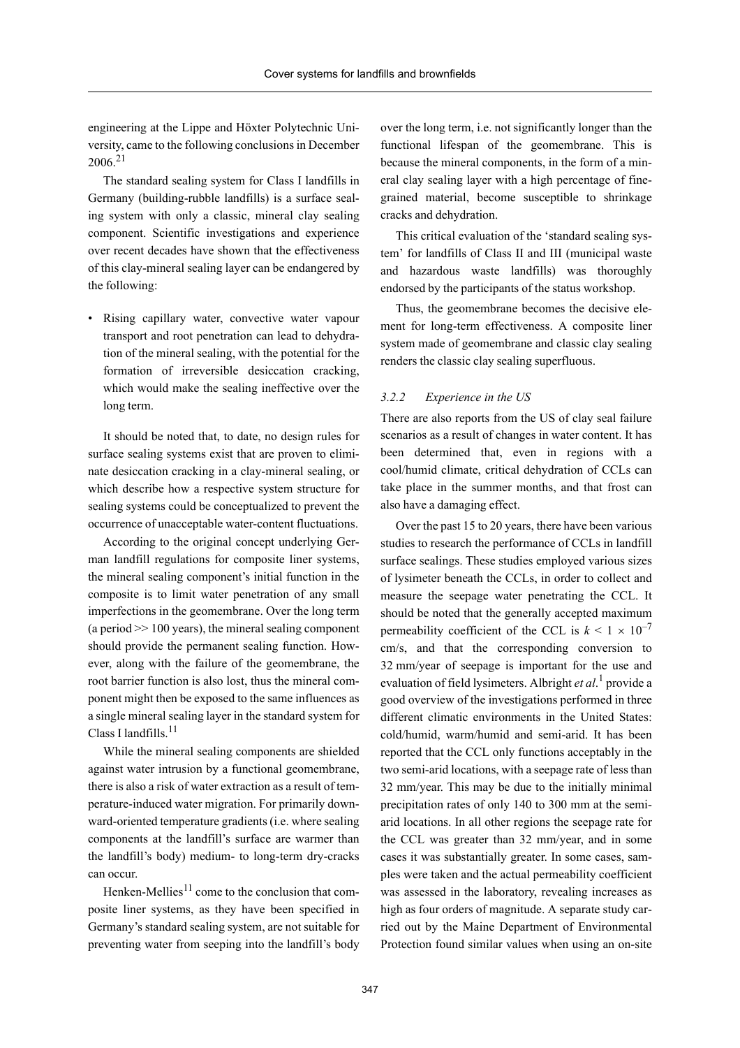engineering at the Lippe and Höxter Polytechnic University, came to the following conclusions in December 2006.[21]

The standard sealing system for Class I landfills in Germany (building-rubble landfills) is a surface sealing system with only a classic, mineral clay sealing component. Scientific investigations and experience over recent decades have shown that the effectiveness of this clay-mineral sealing layer can be endangered by the following:

- Rising capillary water, convective water vapour transport and root penetration can lead to dehydration of the mineral sealing, with the potential for the formation of irreversible desiccation cracking, which would make the sealing ineffective over the long term.

It should be noted that, to date, no design rules for surface sealing systems exist that are proven to eliminate desiccation cracking in a clay-mineral sealing, or which describe how a respective system structure for sealing systems could be conceptualized to prevent the occurrence of unacceptable water-content fluctuations.

According to the original concept underlying German landfill regulations for composite liner systems, the mineral sealing component's initial function in the composite is to limit water penetration of any small imperfections in the geomembrane. Over the long term (a period >> 100 years), the mineral sealing component should provide the permanent sealing function. However, along with the failure of the geomembrane, the root barrier function is also lost, thus the mineral component might then be exposed to the same influences as a single mineral sealing layer in the standard system for Class I landfills.[11]

While the mineral sealing components are shielded against water intrusion by a functional geomembrane, there is also a risk of water extraction as a result of temperature-induced water migration. For primarily downward-oriented temperature gradients (i.e. where sealing components at the landfill's surface are warmer than the landfill's body) medium- to long-term dry-cracks can occur.

Henken-Mellies[11] come to the conclusion that composite liner systems, as they have been specified in Germany's standard sealing system, are not suitable for preventing water from seeping into the landfill's body over the long term, i.e. not significantly longer than the functional lifespan of the geomembrane. This is because the mineral components, in the form of a mineral clay sealing layer with a high percentage of fine-grained material, become susceptible to shrinkage cracks and dehydration.

This critical evaluation of the 'standard sealing system' for landfills of Class II and III (municipal waste and hazardous waste landfills) was thoroughly endorsed by the participants of the status workshop.

Thus, the geomembrane becomes the decisive element for long-term effectiveness. A composite liner system made of geomembrane and classic clay sealing renders the classic clay sealing superfluous.

### *3.2.2 Experience in the US*

There are also reports from the US of clay seal failure scenarios as a result of changes in water content. It has been determined that, even in regions with a cool/humid climate, critical dehydration of CCLs can take place in the summer months, and that frost can also have a damaging effect.

Over the past 15 to 20 years, there have been various studies to research the performance of CCLs in landfill surface sealings. These studies employed various sizes of lysimeter beneath the CCLs, in order to collect and measure the seepage water penetrating the CCL. It should be noted that the generally accepted maximum permeability coefficient of the CCL is $k < 1 \times 10^{-7}$ cm/s, and that the corresponding conversion to 32 mm/year of seepage is important for the use and evaluation of field lysimeters. Albright *et al*.[1] provide a good overview of the investigations performed in three different climatic environments in the United States: cold/humid, warm/humid and semi-arid. It has been reported that the CCL only functions acceptably in the two semi-arid locations, with a seepage rate of less than 32 mm/year. This may be due to the initially minimal precipitation rates of only 140 to 300 mm at the semi-arid locations. In all other regions the seepage rate for the CCL was greater than 32 mm/year, and in some cases it was substantially greater. In some cases, samples were taken and the actual permeability coefficient was assessed in the laboratory, revealing increases as high as four orders of magnitude. A separate study carried out by the Maine Department of Environmental Protection found similar values when using an on-site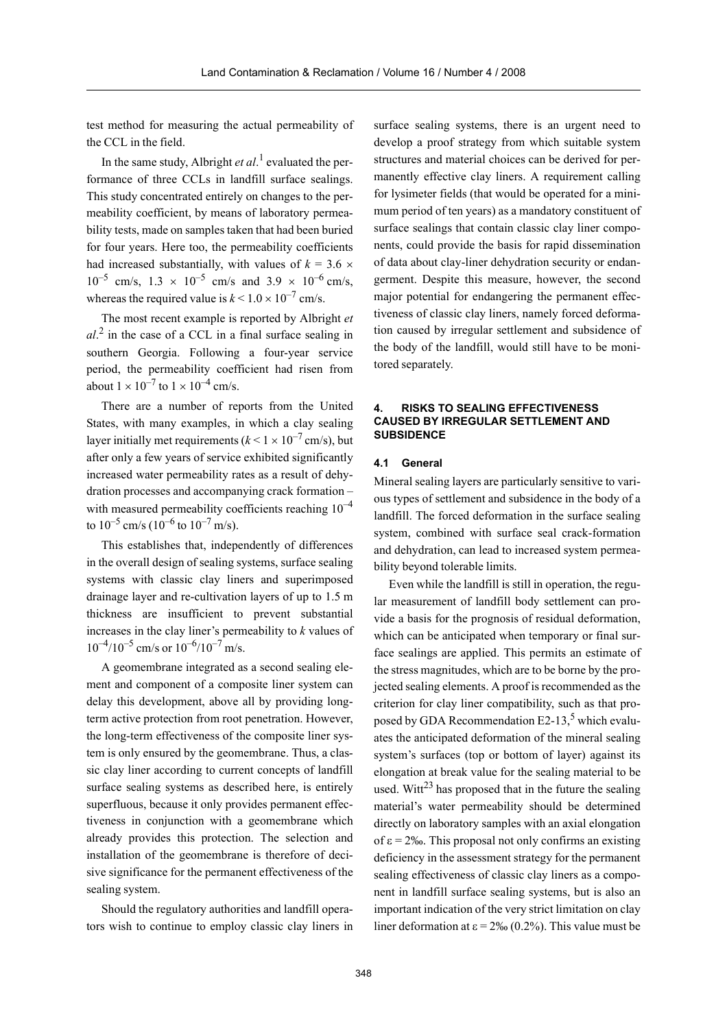test method for measuring the actual permeability of the CCL in the field.

In the same study, Albright *et al*.[1] evaluated the performance of three CCLs in landfill surface sealings. This study concentrated entirely on changes to the permeability coefficient, by means of laboratory permeability tests, made on samples taken that had been buried for four years. Here too, the permeability coefficients had increased substantially, with values of $k = 3.6 \times 10^{-5}$ cm/s, $1.3 \times 10^{-5}$ cm/s and $3.9 \times 10^{-6}$ cm/s, whereas the required value is $k < 1.0 \times 10^{-7}$ cm/s.

The most recent example is reported by Albright *et al*.[2] in the case of a CCL in a final surface sealing in southern Georgia. Following a four-year service period, the permeability coefficient had risen from about $1 \times 10^{-7}$ to $1 \times 10^{-4}$ cm/s.

There are a number of reports from the United States, with many examples, in which a clay sealing layer initially met requirements ($k < 1 \times 10^{-7}$ cm/s), but after only a few years of service exhibited significantly increased water permeability rates as a result of dehydration processes and accompanying crack formation – with measured permeability coefficients reaching $10^{-4}$ to $10^{-5}$ cm/s ($10^{-6}$ to $10^{-7}$ m/s).

This establishes that, independently of differences in the overall design of sealing systems, surface sealing systems with classic clay liners and superimposed drainage layer and re-cultivation layers of up to 1.5 m thickness are insufficient to prevent substantial increases in the clay liner's permeability to $k$ values of $10^{-4}/10^{-5}$ cm/s or $10^{-6}/10^{-7}$ m/s.

A geomembrane integrated as a second sealing element and component of a composite liner system can delay this development, above all by providing long-term active protection from root penetration. However, the long-term effectiveness of the composite liner system is only ensured by the geomembrane. Thus, a classic clay liner according to current concepts of landfill surface sealing systems as described here, is entirely superfluous, because it only provides permanent effectiveness in conjunction with a geomembrane which already provides this protection. The selection and installation of the geomembrane is therefore of decisive significance for the permanent effectiveness of the sealing system.

Should the regulatory authorities and landfill operators wish to continue to employ classic clay liners in surface sealing systems, there is an urgent need to develop a proof strategy from which suitable system structures and material choices can be derived for permanently effective clay liners. A requirement calling for lysimeter fields (that would be operated for a minimum period of ten years) as a mandatory constituent of surface sealings that contain classic clay liner components, could provide the basis for rapid dissemination of data about clay-liner dehydration security or endangerment. Despite this measure, however, the second major potential for endangering the permanent effectiveness of classic clay liners, namely forced deformation caused by irregular settlement and subsidence of the body of the landfill, would still have to be monitored separately.

## 4. RISKS TO SEALING EFFECTIVENESS CAUSED BY IRREGULAR SETTLEMENT AND SUBSIDENCE

### 4.1 General

Mineral sealing layers are particularly sensitive to various types of settlement and subsidence in the body of a landfill. The forced deformation in the surface sealing system, combined with surface seal crack-formation and dehydration, can lead to increased system permeability beyond tolerable limits.

Even while the landfill is still in operation, the regular measurement of landfill body settlement can provide a basis for the prognosis of residual deformation, which can be anticipated when temporary or final surface sealings are applied. This permits an estimate of the stress magnitudes, which are to be borne by the projected sealing elements. A proof is recommended as the criterion for clay liner compatibility, such as that proposed by GDA Recommendation E2-13,[5] which evaluates the anticipated deformation of the mineral sealing system's surfaces (top or bottom of layer) against its elongation at break value for the sealing material to be used. Witt[23] has proposed that in the future the sealing material's water permeability should be determined directly on laboratory samples with an axial elongation of $\varepsilon = 2‰$. This proposal not only confirms an existing deficiency in the assessment strategy for the permanent sealing effectiveness of classic clay liners as a component in landfill surface sealing systems, but is also an important indication of the very strict limitation on clay liner deformation at $\varepsilon = 2‰$ (0.2%). This value must be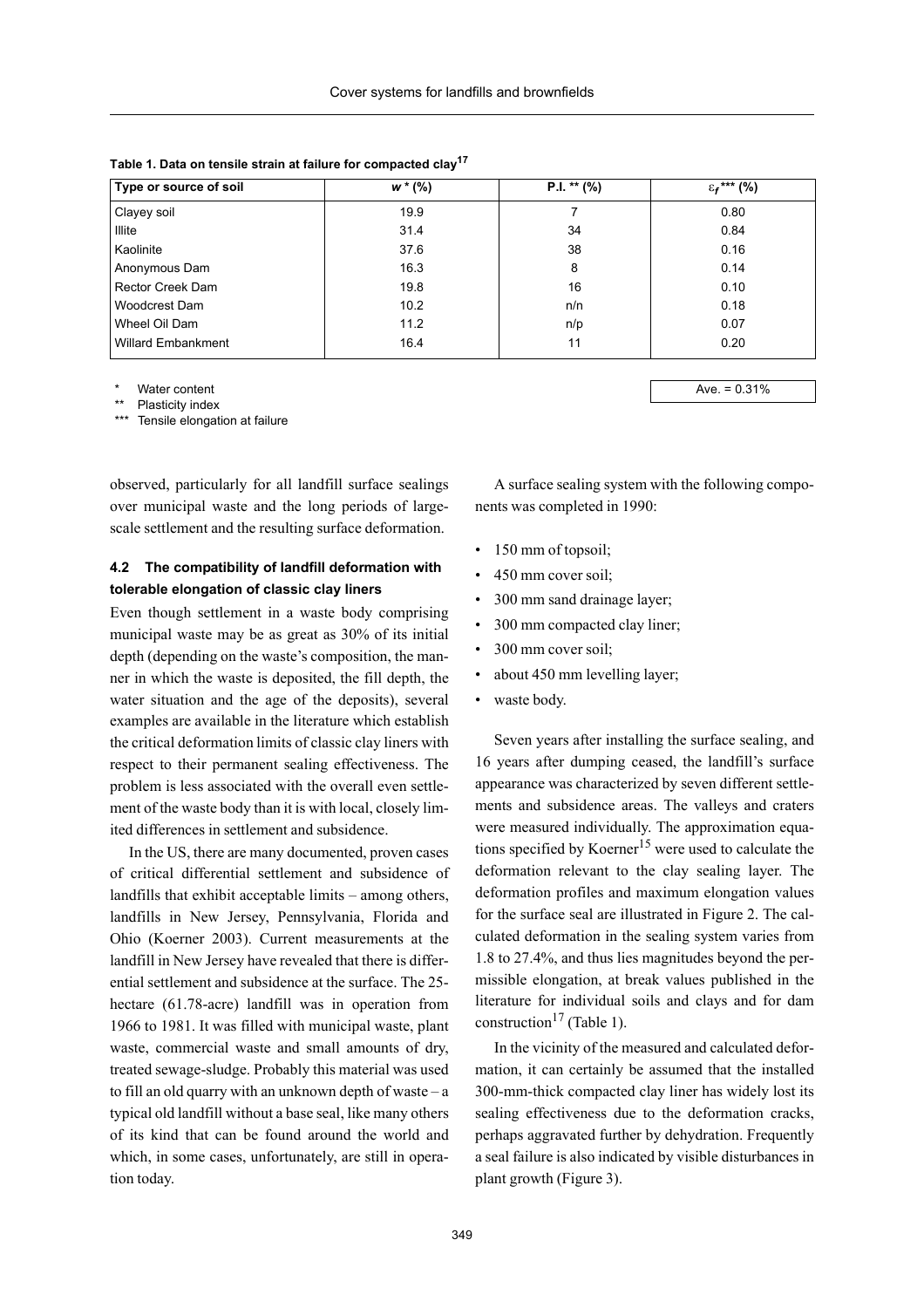**Table 1. Data on tensile strain at failure for compacted clay[17]**

| Type or source of soil | $w$ * (%) | P.I. ** (%) | $\varepsilon_f$ *** (%) |
|---|---|---|---|
| Clayey soil | 19.9 | 7 | 0.80 |
| Illite | 31.4 | 34 | 0.84 |
| Kaolinite | 37.6 | 38 | 0.16 |
| Anonymous Dam | 16.3 | 8 | 0.14 |
| Rector Creek Dam | 19.8 | 16 | 0.10 |
| Woodcrest Dam | 10.2 | n/n | 0.18 |
| Wheel Oil Dam | 11.2 | n/p | 0.07 |
| Willard Embankment | 16.4 | 11 | 0.20 |
| | | | Ave. = 0.31% |

\* Water content
\*\* Plasticity index
\*\*\* Tensile elongation at failure

observed, particularly for all landfill surface sealings over municipal waste and the long periods of large-scale settlement and the resulting surface deformation.

### 4.2 The compatibility of landfill deformation with tolerable elongation of classic clay liners

Even though settlement in a waste body comprising municipal waste may be as great as 30% of its initial depth (depending on the waste's composition, the manner in which the waste is deposited, the fill depth, the water situation and the age of the deposits), several examples are available in the literature which establish the critical deformation limits of classic clay liners with respect to their permanent sealing effectiveness. The problem is less associated with the overall even settlement of the waste body than it is with local, closely limited differences in settlement and subsidence.

In the US, there are many documented, proven cases of critical differential settlement and subsidence of landfills that exhibit acceptable limits – among others, landfills in New Jersey, Pennsylvania, Florida and Ohio (Koerner 2003). Current measurements at the landfill in New Jersey have revealed that there is differential settlement and subsidence at the surface. The 25-hectare (61.78-acre) landfill was in operation from 1966 to 1981. It was filled with municipal waste, plant waste, commercial waste and small amounts of dry, treated sewage-sludge. Probably this material was used to fill an old quarry with an unknown depth of waste – a typical old landfill without a base seal, like many others of its kind that can be found around the world and which, in some cases, unfortunately, are still in operation today.

A surface sealing system with the following components was completed in 1990:

- 150 mm of topsoil;
- 450 mm cover soil;
- 300 mm sand drainage layer;
- 300 mm compacted clay liner;
- 300 mm cover soil;
- about 450 mm levelling layer;
- waste body.

Seven years after installing the surface sealing, and 16 years after dumping ceased, the landfill's surface appearance was characterized by seven different settlements and subsidence areas. The valleys and craters were measured individually. The approximation equations specified by Koerner[15] were used to calculate the deformation relevant to the clay sealing layer. The deformation profiles and maximum elongation values for the surface seal are illustrated in Figure 2. The calculated deformation in the sealing system varies from 1.8 to 27.4%, and thus lies magnitudes beyond the permissible elongation, at break values published in the literature for individual soils and clays and for dam construction[17] (Table 1).

In the vicinity of the measured and calculated deformation, it can certainly be assumed that the installed 300-mm-thick compacted clay liner has widely lost its sealing effectiveness due to the deformation cracks, perhaps aggravated further by dehydration. Frequently a seal failure is also indicated by visible disturbances in plant growth (Figure 3).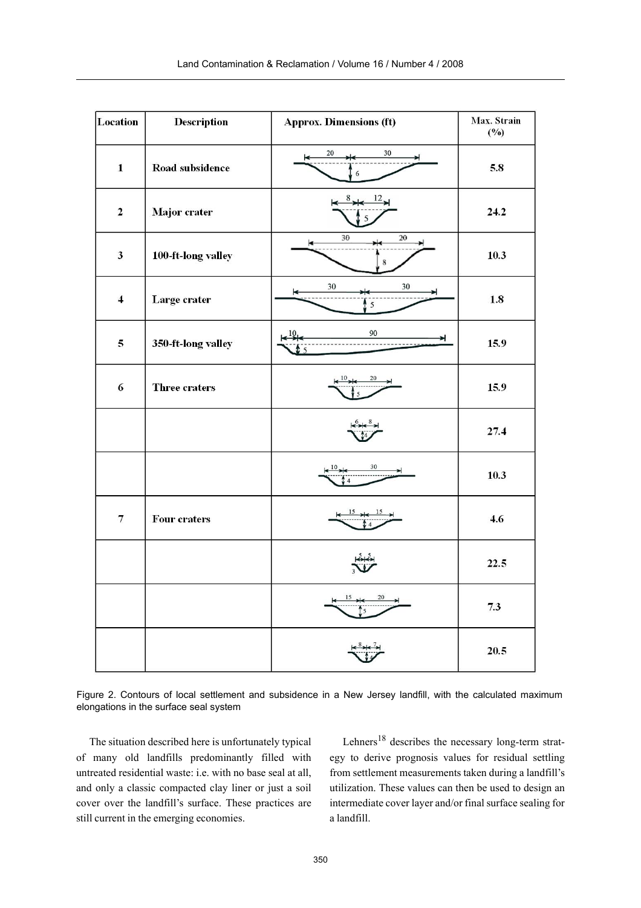| Location | Description | Approx. Dimensions (ft) | Max. Strain (%) |
|---|---|---|---|
| 1 | Road subsidence | 20 / 30; depth 6 | 5.8 |
| 2 | Major crater | 8 / 12; depth 5 | 24.2 |
| 3 | 100-ft-long valley | 30 / 20; depth 8 | 10.3 |
| 4 | Large crater | 30 / 30; depth 5 | 1.8 |
| 5 | 350-ft-long valley | 10 / 90; depth 5 | 15.9 |
| 6 | Three craters | 10 / 20; depth 5 | 15.9 |
| | | 6 / 8; depth 4 | 27.4 |
| | | 10 / 30; depth 4 | 10.3 |
| 7 | Four craters | 15 / 15; depth 4 | 4.6 |
| | | 5 / 5; depth 3 | 22.5 |
| | | 15 / 20; depth 5 | 7.3 |
| | | 8 / 7; depth 4 | 20.5 |

Figure 2. Contours of local settlement and subsidence in a New Jersey landfill, with the calculated maximum elongations in the surface seal system

The situation described here is unfortunately typical of many old landfills predominantly filled with untreated residential waste: i.e. with no base seal at all, and only a classic compacted clay liner or just a soil cover over the landfill's surface. These practices are still current in the emerging economies.

Lehners[18] describes the necessary long-term strategy to derive prognosis values for residual settling from settlement measurements taken during a landfill's utilization. These values can then be used to design an intermediate cover layer and/or final surface sealing for a landfill.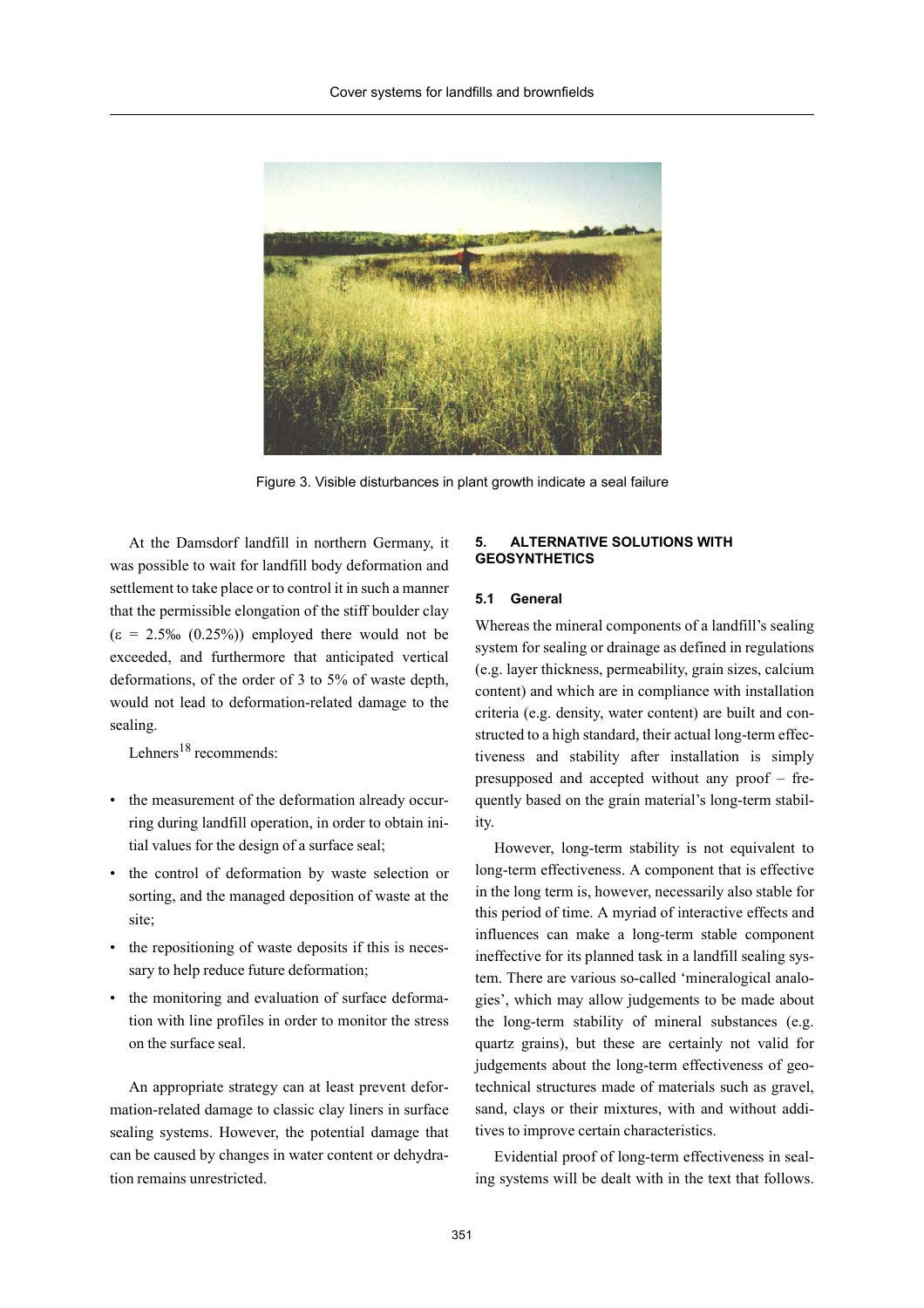Figure 3. Visible disturbances in plant growth indicate a seal failure

At the Damsdorf landfill in northern Germany, it was possible to wait for landfill body deformation and settlement to take place or to control it in such a manner that the permissible elongation of the stiff boulder clay ($\varepsilon$ = 2.5‰ (0.25%)) employed there would not be exceeded, and furthermore that anticipated vertical deformations, of the order of 3 to 5% of waste depth, would not lead to deformation-related damage to the sealing.

Lehners[18] recommends:

- the measurement of the deformation already occurring during landfill operation, in order to obtain initial values for the design of a surface seal;
- the control of deformation by waste selection or sorting, and the managed deposition of waste at the site;
- the repositioning of waste deposits if this is necessary to help reduce future deformation;
- the monitoring and evaluation of surface deformation with line profiles in order to monitor the stress on the surface seal.

An appropriate strategy can at least prevent deformation-related damage to classic clay liners in surface sealing systems. However, the potential damage that can be caused by changes in water content or dehydration remains unrestricted.

## 5. ALTERNATIVE SOLUTIONS WITH GEOSYNTHETICS

### 5.1 General

Whereas the mineral components of a landfill's sealing system for sealing or drainage as defined in regulations (e.g. layer thickness, permeability, grain sizes, calcium content) and which are in compliance with installation criteria (e.g. density, water content) are built and constructed to a high standard, their actual long-term effectiveness and stability after installation is simply presupposed and accepted without any proof – frequently based on the grain material's long-term stability.

However, long-term stability is not equivalent to long-term effectiveness. A component that is effective in the long term is, however, necessarily also stable for this period of time. A myriad of interactive effects and influences can make a long-term stable component ineffective for its planned task in a landfill sealing system. There are various so-called 'mineralogical analogies', which may allow judgements to be made about the long-term stability of mineral substances (e.g. quartz grains), but these are certainly not valid for judgements about the long-term effectiveness of geotechnical structures made of materials such as gravel, sand, clays or their mixtures, with and without additives to improve certain characteristics.

Evidential proof of long-term effectiveness in sealing systems will be dealt with in the text that follows.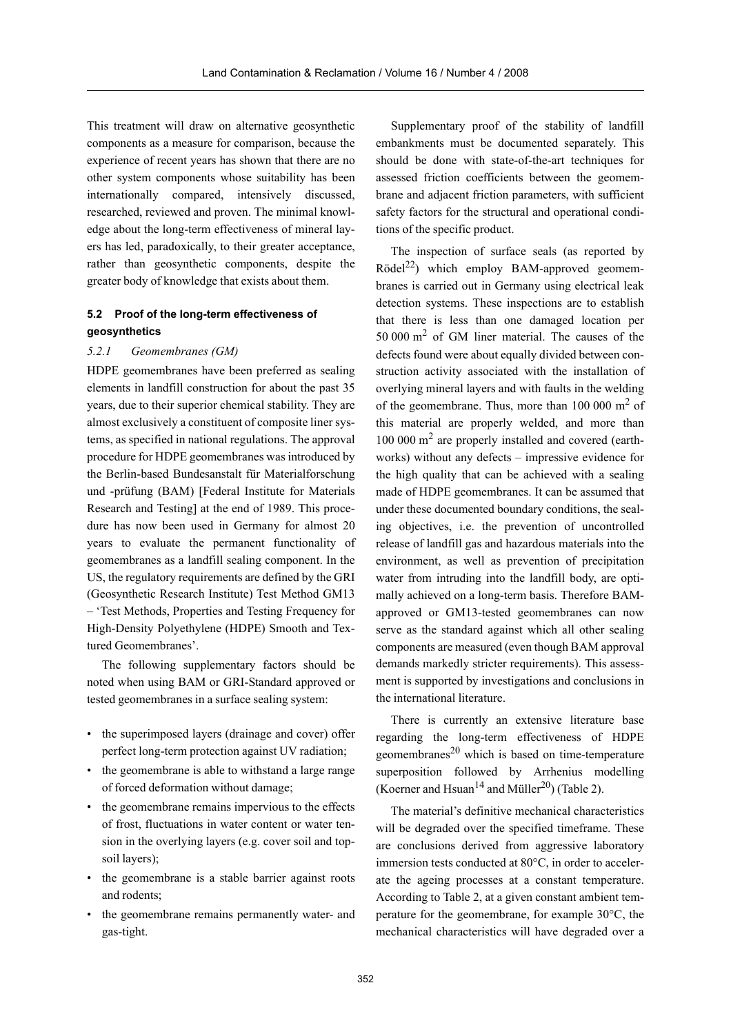This treatment will draw on alternative geosynthetic components as a measure for comparison, because the experience of recent years has shown that there are no other system components whose suitability has been internationally compared, intensively discussed, researched, reviewed and proven. The minimal knowledge about the long-term effectiveness of mineral layers has led, paradoxically, to their greater acceptance, rather than geosynthetic components, despite the greater body of knowledge that exists about them.

### 5.2 Proof of the long-term effectiveness of geosynthetics

#### *5.2.1 Geomembranes (GM)*

HDPE geomembranes have been preferred as sealing elements in landfill construction for about the past 35 years, due to their superior chemical stability. They are almost exclusively a constituent of composite liner systems, as specified in national regulations. The approval procedure for HDPE geomembranes was introduced by the Berlin-based Bundesanstalt für Materialforschung und -prüfung (BAM) [Federal Institute for Materials Research and Testing] at the end of 1989. This procedure has now been used in Germany for almost 20 years to evaluate the permanent functionality of geomembranes as a landfill sealing component. In the US, the regulatory requirements are defined by the GRI (Geosynthetic Research Institute) Test Method GM13 – 'Test Methods, Properties and Testing Frequency for High-Density Polyethylene (HDPE) Smooth and Textured Geomembranes'.

The following supplementary factors should be noted when using BAM or GRI-Standard approved or tested geomembranes in a surface sealing system:

- the superimposed layers (drainage and cover) offer perfect long-term protection against UV radiation;
- the geomembrane is able to withstand a large range of forced deformation without damage;
- the geomembrane remains impervious to the effects of frost, fluctuations in water content or water tension in the overlying layers (e.g. cover soil and topsoil layers);
- the geomembrane is a stable barrier against roots and rodents;
- the geomembrane remains permanently water- and gas-tight.

Supplementary proof of the stability of landfill embankments must be documented separately. This should be done with state-of-the-art techniques for assessed friction coefficients between the geomembrane and adjacent friction parameters, with sufficient safety factors for the structural and operational conditions of the specific product.

The inspection of surface seals (as reported by Rödel[22]) which employ BAM-approved geomembranes is carried out in Germany using electrical leak detection systems. These inspections are to establish that there is less than one damaged location per 50 000 $m^2$ of GM liner material. The causes of the defects found were about equally divided between construction activity associated with the installation of overlying mineral layers and with faults in the welding of the geomembrane. Thus, more than 100 000 $m^2$ of this material are properly welded, and more than 100 000 $m^2$ are properly installed and covered (earthworks) without any defects – impressive evidence for the high quality that can be achieved with a sealing made of HDPE geomembranes. It can be assumed that under these documented boundary conditions, the sealing objectives, i.e. the prevention of uncontrolled release of landfill gas and hazardous materials into the environment, as well as prevention of precipitation water from intruding into the landfill body, are optimally achieved on a long-term basis. Therefore BAM-approved or GM13-tested geomembranes can now serve as the standard against which all other sealing components are measured (even though BAM approval demands markedly stricter requirements). This assessment is supported by investigations and conclusions in the international literature.

There is currently an extensive literature base regarding the long-term effectiveness of HDPE geomembranes[20] which is based on time-temperature superposition followed by Arrhenius modelling (Koerner and Hsuan[14] and Müller[20]) (Table 2).

The material's definitive mechanical characteristics will be degraded over the specified timeframe. These are conclusions derived from aggressive laboratory immersion tests conducted at 80°C, in order to accelerate the ageing processes at a constant temperature. According to Table 2, at a given constant ambient temperature for the geomembrane, for example 30°C, the mechanical characteristics will have degraded over a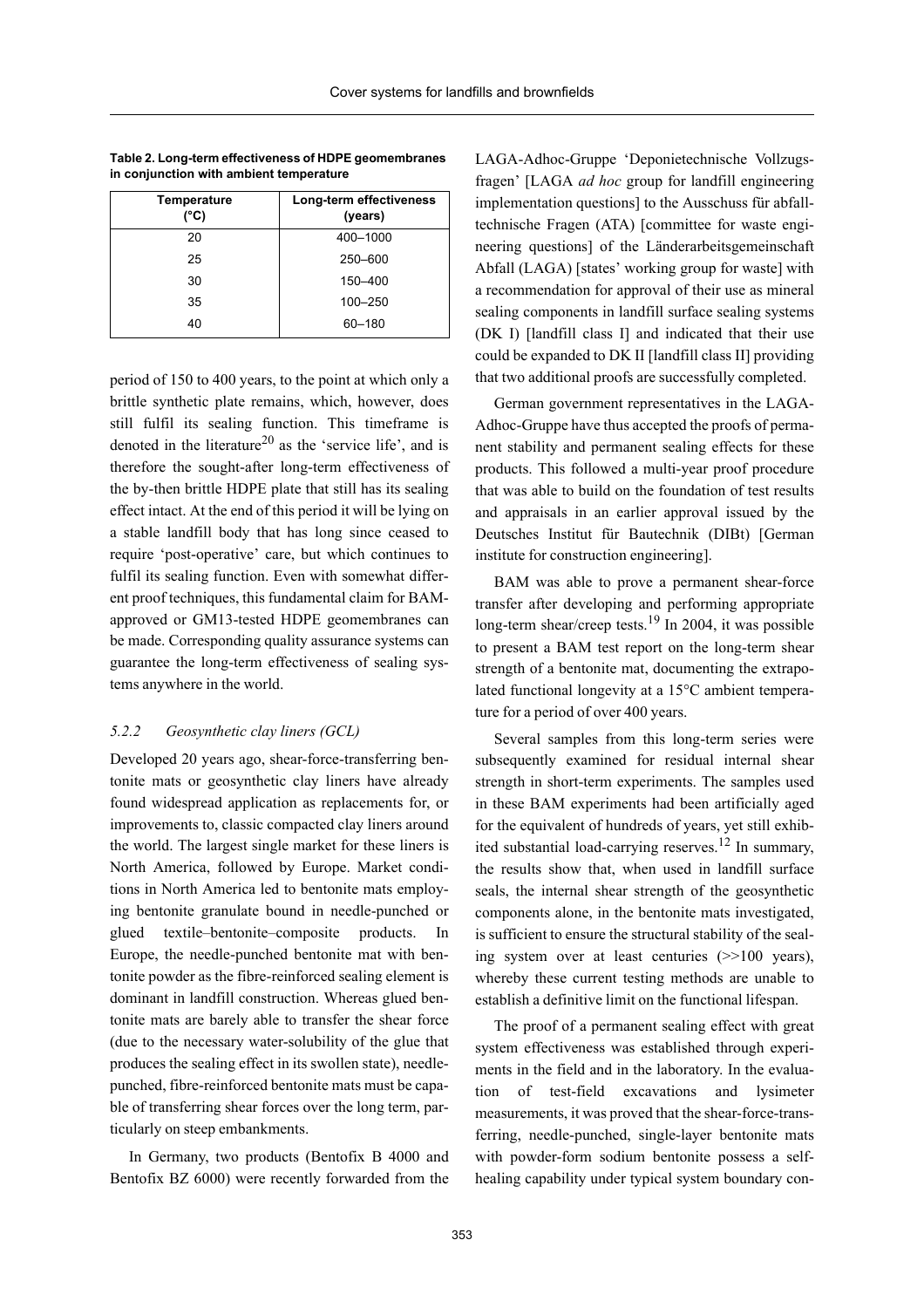**Table 2. Long-term effectiveness of HDPE geomembranes in conjunction with ambient temperature**

| Temperature (°C) | Long-term effectiveness (years) |
|---|---|
| 20 | 400–1000 |
| 25 | 250–600 |
| 30 | 150–400 |
| 35 | 100–250 |
| 40 | 60–180 |

period of 150 to 400 years, to the point at which only a brittle synthetic plate remains, which, however, does still fulfil its sealing function. This timeframe is denoted in the literature[20] as the 'service life', and is therefore the sought-after long-term effectiveness of the by-then brittle HDPE plate that still has its sealing effect intact. At the end of this period it will be lying on a stable landfill body that has long since ceased to require 'post-operative' care, but which continues to fulfil its sealing function. Even with somewhat different proof techniques, this fundamental claim for BAM-approved or GM13-tested HDPE geomembranes can be made. Corresponding quality assurance systems can guarantee the long-term effectiveness of sealing systems anywhere in the world.

### *5.2.2 Geosynthetic clay liners (GCL)*

Developed 20 years ago, shear-force-transferring bentonite mats or geosynthetic clay liners have already found widespread application as replacements for, or improvements to, classic compacted clay liners around the world. The largest single market for these liners is North America, followed by Europe. Market conditions in North America led to bentonite mats employing bentonite granulate bound in needle-punched or glued textile–bentonite–composite products. In Europe, the needle-punched bentonite mat with bentonite powder as the fibre-reinforced sealing element is dominant in landfill construction. Whereas glued bentonite mats are barely able to transfer the shear force (due to the necessary water-solubility of the glue that produces the sealing effect in its swollen state), needle-punched, fibre-reinforced bentonite mats must be capable of transferring shear forces over the long term, particularly on steep embankments.

In Germany, two products (Bentofix B 4000 and Bentofix BZ 6000) were recently forwarded from the LAGA-Adhoc-Gruppe 'Deponietechnische Vollzugsfragen' [LAGA *ad hoc* group for landfill engineering implementation questions] to the Ausschuss für abfalltechnische Fragen (ATA) [committee for waste engineering questions] of the Länderarbeitsgemeinschaft Abfall (LAGA) [states' working group for waste] with a recommendation for approval of their use as mineral sealing components in landfill surface sealing systems (DK I) [landfill class I] and indicated that their use could be expanded to DK II [landfill class II] providing that two additional proofs are successfully completed.

German government representatives in the LAGA-Adhoc-Gruppe have thus accepted the proofs of permanent stability and permanent sealing effects for these products. This followed a multi-year proof procedure that was able to build on the foundation of test results and appraisals in an earlier approval issued by the Deutsches Institut für Bautechnik (DIBt) [German institute for construction engineering].

BAM was able to prove a permanent shear-force transfer after developing and performing appropriate long-term shear/creep tests.[19] In 2004, it was possible to present a BAM test report on the long-term shear strength of a bentonite mat, documenting the extrapolated functional longevity at a 15°C ambient temperature for a period of over 400 years.

Several samples from this long-term series were subsequently examined for residual internal shear strength in short-term experiments. The samples used in these BAM experiments had been artificially aged for the equivalent of hundreds of years, yet still exhibited substantial load-carrying reserves.[12] In summary, the results show that, when used in landfill surface seals, the internal shear strength of the geosynthetic components alone, in the bentonite mats investigated, is sufficient to ensure the structural stability of the sealing system over at least centuries (>>100 years), whereby these current testing methods are unable to establish a definitive limit on the functional lifespan.

The proof of a permanent sealing effect with great system effectiveness was established through experiments in the field and in the laboratory. In the evaluation of test-field excavations and lysimeter measurements, it was proved that the shear-force-transferring, needle-punched, single-layer bentonite mats with powder-form sodium bentonite possess a self-healing capability under typical system boundary con-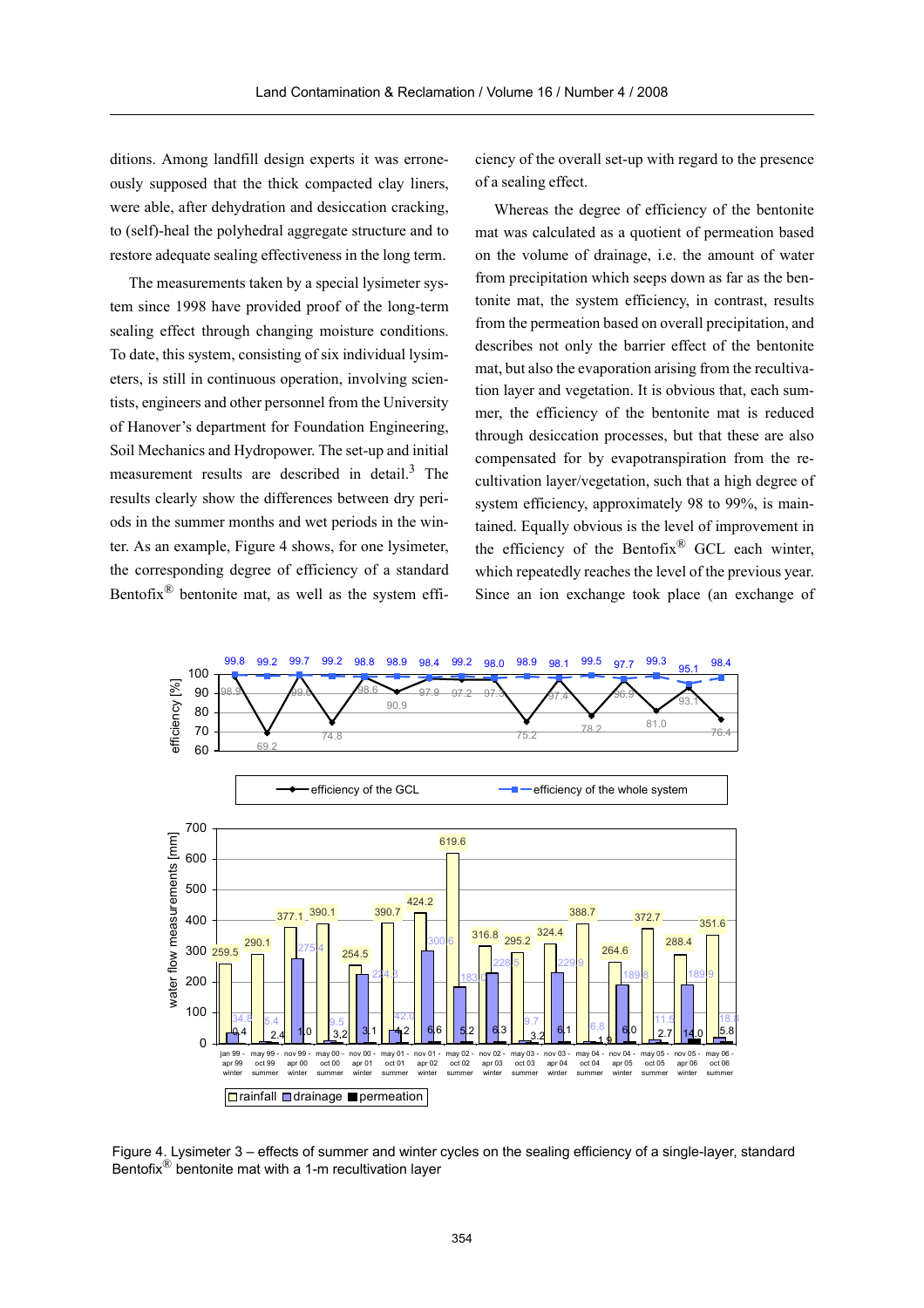ditions. Among landfill design experts it was erroneously supposed that the thick compacted clay liners, were able, after dehydration and desiccation cracking, to (self)-heal the polyhedral aggregate structure and to restore adequate sealing effectiveness in the long term.

The measurements taken by a special lysimeter system since 1998 have provided proof of the long-term sealing effect through changing moisture conditions. To date, this system, consisting of six individual lysimeters, is still in continuous operation, involving scientists, engineers and other personnel from the University of Hanover's department for Foundation Engineering, Soil Mechanics and Hydropower. The set-up and initial measurement results are described in detail.[3] The results clearly show the differences between dry periods in the summer months and wet periods in the winter. As an example, Figure 4 shows, for one lysimeter, the corresponding degree of efficiency of a standard Bentofix® bentonite mat, as well as the system efficiency of the overall set-up with regard to the presence of a sealing effect.

Whereas the degree of efficiency of the bentonite mat was calculated as a quotient of permeation based on the volume of drainage, i.e. the amount of water from precipitation which seeps down as far as the bentonite mat, the system efficiency, in contrast, results from the permeation based on overall precipitation, and describes not only the barrier effect of the bentonite mat, but also the evaporation arising from the recultivation layer and vegetation. It is obvious that, each summer, the efficiency of the bentonite mat is reduced through desiccation processes, but that these are also compensated for by evapotranspiration from the recultivation layer/vegetation, such that a high degree of system efficiency, approximately 98 to 99%, is maintained. Equally obvious is the level of improvement in the efficiency of the Bentofix® GCL each winter, which repeatedly reaches the level of the previous year. Since an ion exchange took place (an exchange of

Figure 4. Lysimeter 3 – effects of summer and winter cycles on the sealing efficiency of a single-layer, standard Bentofix® bentonite mat with a 1-m recultivation layer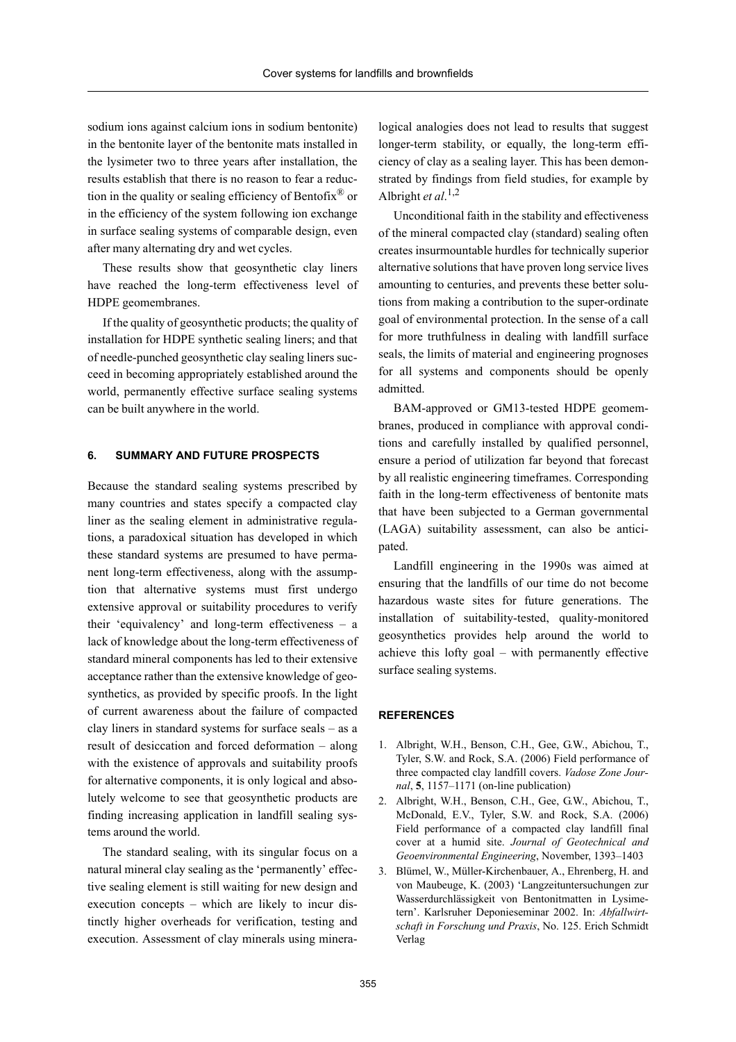sodium ions against calcium ions in sodium bentonite) in the bentonite layer of the bentonite mats installed in the lysimeter two to three years after installation, the results establish that there is no reason to fear a reduction in the quality or sealing efficiency of Bentofix® or in the efficiency of the system following ion exchange in surface sealing systems of comparable design, even after many alternating dry and wet cycles.

These results show that geosynthetic clay liners have reached the long-term effectiveness level of HDPE geomembranes.

If the quality of geosynthetic products; the quality of installation for HDPE synthetic sealing liners; and that of needle-punched geosynthetic clay sealing liners succeed in becoming appropriately established around the world, permanently effective surface sealing systems can be built anywhere in the world.

## 6. SUMMARY AND FUTURE PROSPECTS

Because the standard sealing systems prescribed by many countries and states specify a compacted clay liner as the sealing element in administrative regulations, a paradoxical situation has developed in which these standard systems are presumed to have permanent long-term effectiveness, along with the assumption that alternative systems must first undergo extensive approval or suitability procedures to verify their 'equivalency' and long-term effectiveness – a lack of knowledge about the long-term effectiveness of standard mineral components has led to their extensive acceptance rather than the extensive knowledge of geosynthetics, as provided by specific proofs. In the light of current awareness about the failure of compacted clay liners in standard systems for surface seals – as a result of desiccation and forced deformation – along with the existence of approvals and suitability proofs for alternative components, it is only logical and absolutely welcome to see that geosynthetic products are finding increasing application in landfill sealing systems around the world.

The standard sealing, with its singular focus on a natural mineral clay sealing as the 'permanently' effective sealing element is still waiting for new design and execution concepts – which are likely to incur distinctly higher overheads for verification, testing and execution. Assessment of clay minerals using mineralogical analogies does not lead to results that suggest longer-term stability, or equally, the long-term efficiency of clay as a sealing layer. This has been demonstrated by findings from field studies, for example by Albright *et al*.[1,2]

Unconditional faith in the stability and effectiveness of the mineral compacted clay (standard) sealing often creates insurmountable hurdles for technically superior alternative solutions that have proven long service lives amounting to centuries, and prevents these better solutions from making a contribution to the super-ordinate goal of environmental protection. In the sense of a call for more truthfulness in dealing with landfill surface seals, the limits of material and engineering prognoses for all systems and components should be openly admitted.

BAM-approved or GM13-tested HDPE geomembranes, produced in compliance with approval conditions and carefully installed by qualified personnel, ensure a period of utilization far beyond that forecast by all realistic engineering timeframes. Corresponding faith in the long-term effectiveness of bentonite mats that have been subjected to a German governmental (LAGA) suitability assessment, can also be anticipated.

Landfill engineering in the 1990s was aimed at ensuring that the landfills of our time do not become hazardous waste sites for future generations. The installation of suitability-tested, quality-monitored geosynthetics provides help around the world to achieve this lofty goal – with permanently effective surface sealing systems.

## REFERENCES

1. Albright, W.H., Benson, C.H., Gee, G.W., Abichou, T., Tyler, S.W. and Rock, S.A. (2006) Field performance of three compacted clay landfill covers. *Vadose Zone Journal*, **5**, 1157–1171 (on-line publication)
2. Albright, W.H., Benson, C.H., Gee, G.W., Abichou, T., McDonald, E.V., Tyler, S.W. and Rock, S.A. (2006) Field performance of a compacted clay landfill final cover at a humid site. *Journal of Geotechnical and Geoenvironmental Engineering*, November, 1393–1403
3. Blümel, W., Müller-Kirchenbauer, A., Ehrenberg, H. and von Maubeuge, K. (2003) 'Langzeituntersuchungen zur Wasserdurchlässigkeit von Bentonitmatten in Lysimetern'. Karlsruher Deponieseminar 2002. In: *Abfallwirtschaft in Forschung und Praxis*, No. 125. Erich Schmidt Verlag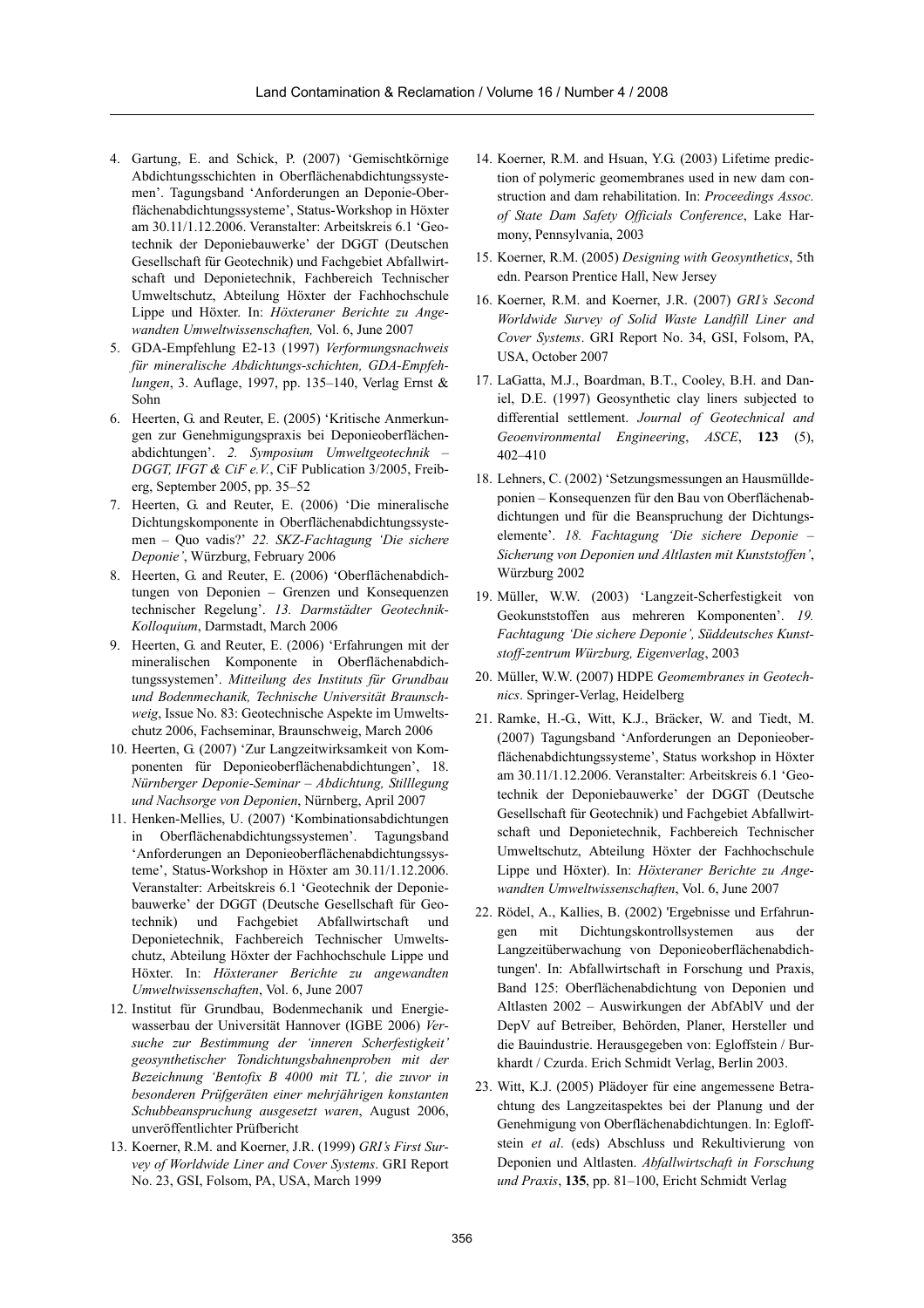4. Gartung, E. and Schick, P. (2007) 'Gemischtkörnige Abdichtungsschichten in Oberflächenabdichtungssystemen'. Tagungsband 'Anforderungen an Deponie-Oberflächenabdichtungssysteme', Status-Workshop in Höxter am 30.11/1.12.2006. Veranstalter: Arbeitskreis 6.1 'Geotechnik der Deponiebauwerke' der DGGT (Deutschen Gesellschaft für Geotechnik) und Fachgebiet Abfallwirtschaft und Deponietechnik, Fachbereich Technischer Umweltschutz, Abteilung Höxter der Fachhochschule Lippe und Höxter. In: *Höxteraner Berichte zu Angewandten Umweltwissenschaften,* Vol. 6, June 2007
5. GDA-Empfehlung E2-13 (1997) *Verformungsnachweis für mineralische Abdichtungs-schichten, GDA-Empfehlungen*, 3. Auflage, 1997, pp. 135–140, Verlag Ernst & Sohn
6. Heerten, G. and Reuter, E. (2005) 'Kritische Anmerkungen zur Genehmigungspraxis bei Deponieoberflächenabdichtungen'. *2. Symposium Umweltgeotechnik – DGGT, IFGT & CiF e.V.*, CiF Publication 3/2005, Freiberg, September 2005, pp. 35–52
7. Heerten, G. and Reuter, E. (2006) 'Die mineralische Dichtungskomponente in Oberflächenabdichtungssystemen – Quo vadis?' *22. SKZ-Fachtagung 'Die sichere Deponie'*, Würzburg, February 2006
8. Heerten, G. and Reuter, E. (2006) 'Oberflächenabdichtungen von Deponien – Grenzen und Konsequenzen technischer Regelung'. *13. Darmstädter Geotechnik-Kolloquium*, Darmstadt, March 2006
9. Heerten, G. and Reuter, E. (2006) 'Erfahrungen mit der mineralischen Komponente in Oberflächenabdichtungssystemen'. *Mitteilung des Instituts für Grundbau und Bodenmechanik, Technische Universität Braunschweig*, Issue No. 83: Geotechnische Aspekte im Umweltschutz 2006, Fachseminar, Braunschweig, March 2006
10. Heerten, G. (2007) 'Zur Langzeitwirksamkeit von Komponenten für Deponieoberflächenabdichtungen', 18. *Nürnberger Deponie-Seminar – Abdichtung, Stilllegung und Nachsorge von Deponien*, Nürnberg, April 2007
11. Henken-Mellies, U. (2007) 'Kombinationsabdichtungen in Oberflächenabdichtungssystemen'. Tagungsband 'Anforderungen an Deponieoberflächenabdichtungssysteme', Status-Workshop in Höxter am 30.11/1.12.2006. Veranstalter: Arbeitskreis 6.1 'Geotechnik der Deponiebauwerke' der DGGT (Deutsche Gesellschaft für Geotechnik) und Fachgebiet Abfallwirtschaft und Deponietechnik, Fachbereich Technischer Umweltschutz, Abteilung Höxter der Fachhochschule Lippe und Höxter. In: *Höxteraner Berichte zu angewandten Umweltwissenschaften*, Vol. 6, June 2007
12. Institut für Grundbau, Bodenmechanik und Energiewasserbau der Universität Hannover (IGBE 2006) *Versuche zur Bestimmung der 'inneren Scherfestigkeit' geosynthetischer Tondichtungsbahnenproben mit der Bezeichnung 'Bentofix B 4000 mit TL', die zuvor in besonderen Prüfgeräten einer mehrjährigen konstanten Schubbeanspruchung ausgesetzt waren*, August 2006, unveröffentlichter Prüfbericht
13. Koerner, R.M. and Koerner, J.R. (1999) *GRI's First Survey of Worldwide Liner and Cover Systems*. GRI Report No. 23, GSI, Folsom, PA, USA, March 1999
14. Koerner, R.M. and Hsuan, Y.G. (2003) Lifetime prediction of polymeric geomembranes used in new dam construction and dam rehabilitation. In: *Proceedings Assoc. of State Dam Safety Officials Conference*, Lake Harmony, Pennsylvania, 2003
15. Koerner, R.M. (2005) *Designing with Geosynthetics*, 5th edn. Pearson Prentice Hall, New Jersey
16. Koerner, R.M. and Koerner, J.R. (2007) *GRI's Second Worldwide Survey of Solid Waste Landfill Liner and Cover Systems*. GRI Report No. 34, GSI, Folsom, PA, USA, October 2007
17. LaGatta, M.J., Boardman, B.T., Cooley, B.H. and Daniel, D.E. (1997) Geosynthetic clay liners subjected to differential settlement. *Journal of Geotechnical and Geoenvironmental Engineering*, *ASCE*, **123** (5), 402–410
18. Lehners, C. (2002) 'Setzungsmessungen an Hausmülldeponien – Konsequenzen für den Bau von Oberflächenabdichtungen und für die Beanspruchung der Dichtungselemente'. *18. Fachtagung 'Die sichere Deponie – Sicherung von Deponien und Altlasten mit Kunststoffen'*, Würzburg 2002
19. Müller, W.W. (2003) 'Langzeit-Scherfestigkeit von Geokunststoffen aus mehreren Komponenten'. *19. Fachtagung 'Die sichere Deponie', Süddeutsches Kunststoff-zentrum Würzburg, Eigenverlag*, 2003
20. Müller, W.W. (2007) HDPE *Geomembranes in Geotechnics*. Springer-Verlag, Heidelberg
21. Ramke, H.-G., Witt, K.J., Bräcker, W. and Tiedt, M. (2007) Tagungsband 'Anforderungen an Deponieoberflächenabdichtungssysteme', Status workshop in Höxter am 30.11/1.12.2006. Veranstalter: Arbeitskreis 6.1 'Geotechnik der Deponiebauwerke' der DGGT (Deutsche Gesellschaft für Geotechnik) und Fachgebiet Abfallwirtschaft und Deponietechnik, Fachbereich Technischer Umweltschutz, Abteilung Höxter der Fachhochschule Lippe und Höxter). In: *Höxteraner Berichte zu Angewandten Umweltwissenschaften*, Vol. 6, June 2007
22. Rödel, A., Kallies, B. (2002) 'Ergebnisse und Erfahrungen mit Dichtungskontrollsystemen aus der Langzeitüberwachung von Deponieoberflächenabdichtungen'. In: Abfallwirtschaft in Forschung und Praxis, Band 125: Oberflächenabdichtung von Deponien und Altlasten 2002 – Auswirkungen der AbfAblV und der DepV auf Betreiber, Behörden, Planer, Hersteller und die Bauindustrie. Herausgegeben von: Egloffstein / Burkhardt / Czurda. Erich Schmidt Verlag, Berlin 2003.
23. Witt, K.J. (2005) Plädoyer für eine angemessene Betrachtung des Langzeitaspektes bei der Planung und der Genehmigung von Oberflächenabdichtungen. In: Egloffstein *et al*. (eds) Abschluss und Rekultivierung von Deponien und Altlasten. *Abfallwirtschaft in Forschung und Praxis*, **135**, pp. 81–100, Ericht Schmidt Verlag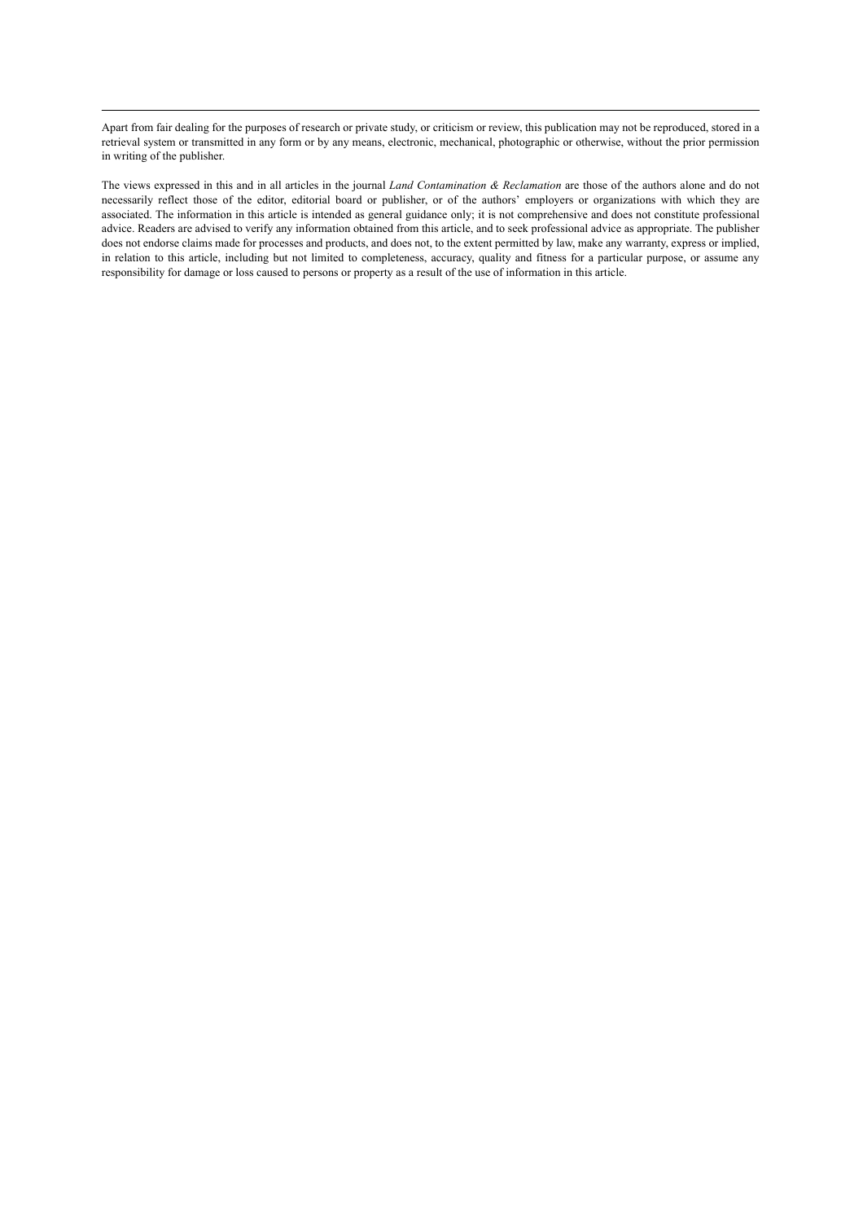Apart from fair dealing for the purposes of research or private study, or criticism or review, this publication may not be reproduced, stored in a retrieval system or transmitted in any form or by any means, electronic, mechanical, photographic or otherwise, without the prior permission in writing of the publisher.

The views expressed in this and in all articles in the journal *Land Contamination & Reclamation* are those of the authors alone and do not necessarily reflect those of the editor, editorial board or publisher, or of the authors' employers or organizations with which they are associated. The information in this article is intended as general guidance only; it is not comprehensive and does not constitute professional advice. Readers are advised to verify any information obtained from this article, and to seek professional advice as appropriate. The publisher does not endorse claims made for processes and products, and does not, to the extent permitted by law, make any warranty, express or implied, in relation to this article, including but not limited to completeness, accuracy, quality and fitness for a particular purpose, or assume any responsibility for damage or loss caused to persons or property as a result of the use of information in this article.